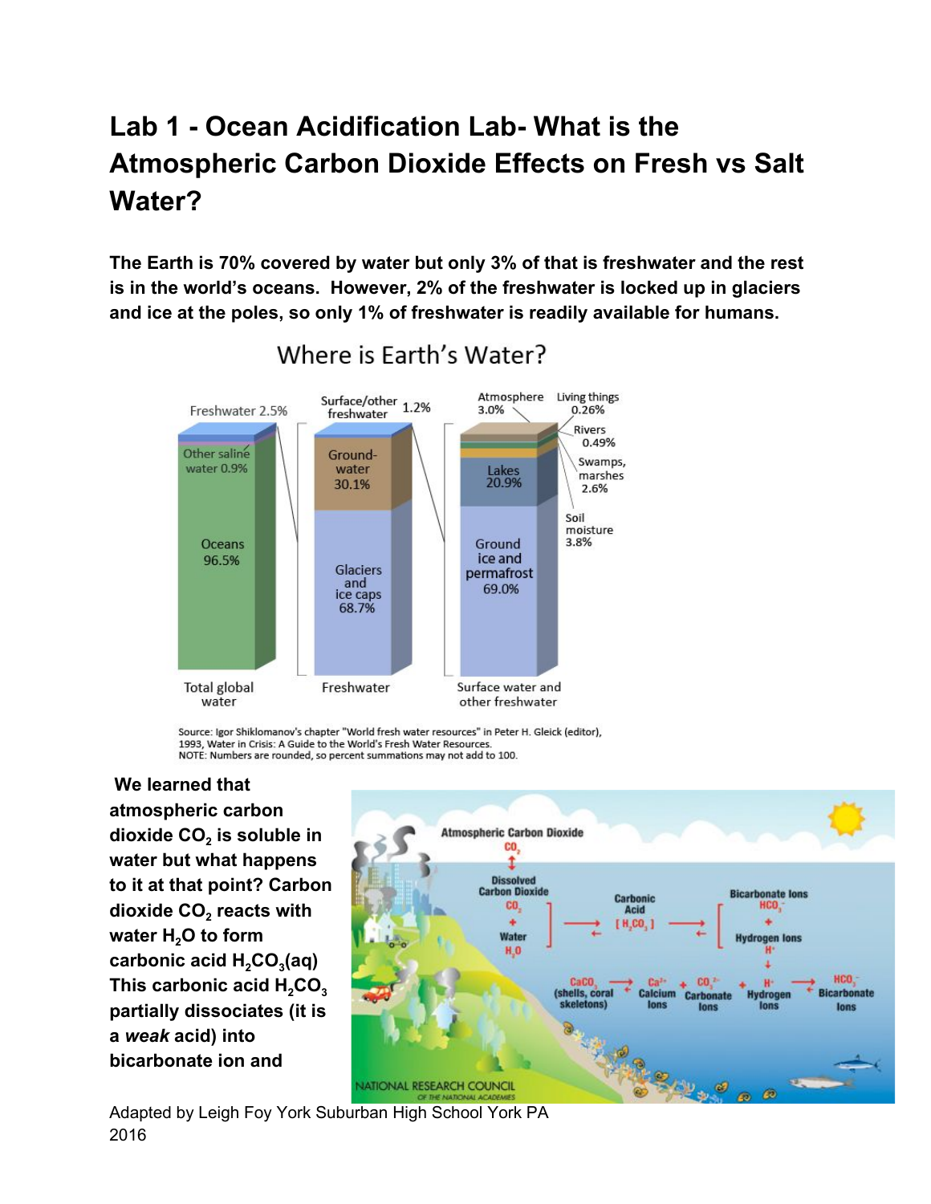# Lab 1 - Ocean Acidification Lab- What is the Atmospheric Carbon Dioxide Effects on Fresh vs Salt Water?

**The Earth is 70% covered by water but only 3% of that is freshwater and the rest is in the world's oceans. However, 2% of the freshwater is locked up in glaciers and ice at the poles, so only 1% of freshwater is readily available for humans.**

**We learned that atmospheric carbon dioxide $CO_2$ is soluble in water but what happens to it at that point? Carbon dioxide $CO_2$ reacts with water $H_2O$ to form carbonic acid $H_2CO_3(aq)$ This carbonic acid $H_2CO_3$ partially dissociates (it is a *weak* acid) into bicarbonate ion and**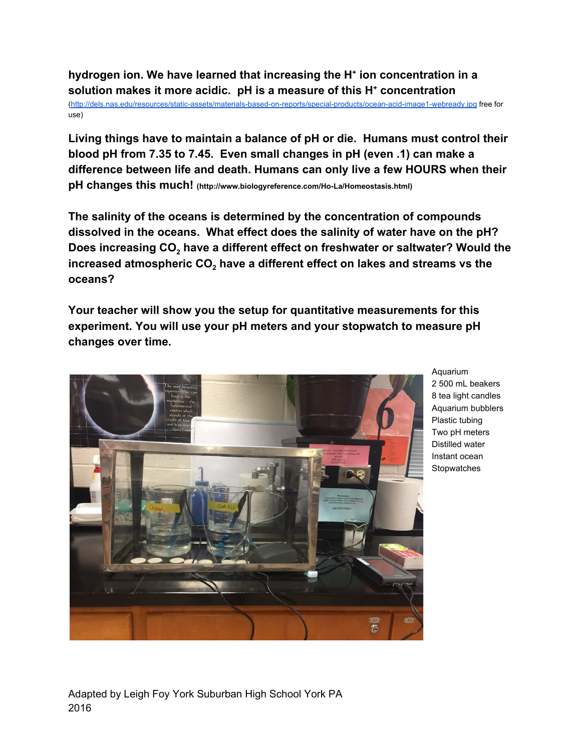**hydrogen ion. We have learned that increasing the $H^+$ ion concentration in a solution makes it more acidic. pH is a measure of this $H^+$ concentration** (http://dels.nas.edu/resources/static-assets/materials-based-on-reports/special-products/ocean-acid-image1-webready.jpg free for use)

**Living things have to maintain a balance of pH or die. Humans must control their blood pH from 7.35 to 7.45. Even small changes in pH (even .1) can make a difference between life and death. Humans can only live a few HOURS when their pH changes this much!** (http://www.biologyreference.com/Ho-La/Homeostasis.html)

**The salinity of the oceans is determined by the concentration of compounds dissolved in the oceans. What effect does the salinity of water have on the pH? Does increasing $CO_2$ have a different effect on freshwater or saltwater? Would the increased atmospheric $CO_2$ have a different effect on lakes and streams vs the oceans?**

**Your teacher will show you the setup for quantitative measurements for this experiment. You will use your pH meters and your stopwatch to measure pH changes over time.**

- Aquarium
- 2 500 mL beakers
- 8 tea light candles
- Aquarium bubblers
- Plastic tubing
- Two pH meters
- Distilled water
- Instant ocean
- Stopwatches

Adapted by Leigh Foy York Suburban High School York PA 2016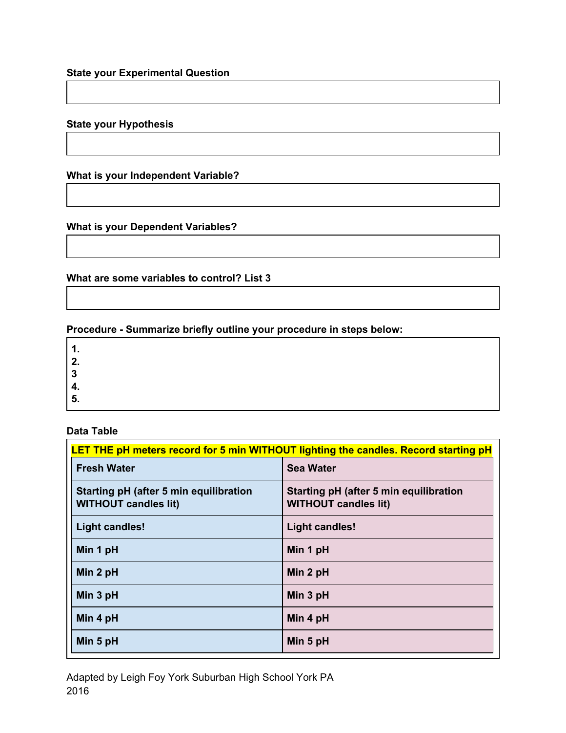**State your Experimental Question**

**State your Hypothesis**

**What is your Independent Variable?**

**What is your Dependent Variables?**

**What are some variables to control? List 3**

**Procedure - Summarize briefly outline your procedure in steps below:**

1.
2.
3
4.
5.

**Data Table**

| LET THE pH meters record for 5 min WITHOUT lighting the candles. Record starting pH | |
|---|---|
| **Fresh Water** | **Sea Water** |
| **Starting pH (after 5 min equilibration WITHOUT candles lit)** | **Starting pH (after 5 min equilibration WITHOUT candles lit)** |
| **Light candles!** | **Light candles!** |
| **Min 1 pH** | **Min 1 pH** |
| **Min 2 pH** | **Min 2 pH** |
| **Min 3 pH** | **Min 3 pH** |
| **Min 4 pH** | **Min 4 pH** |
| **Min 5 pH** | **Min 5 pH** |

Adapted by Leigh Foy York Suburban High School York PA
2016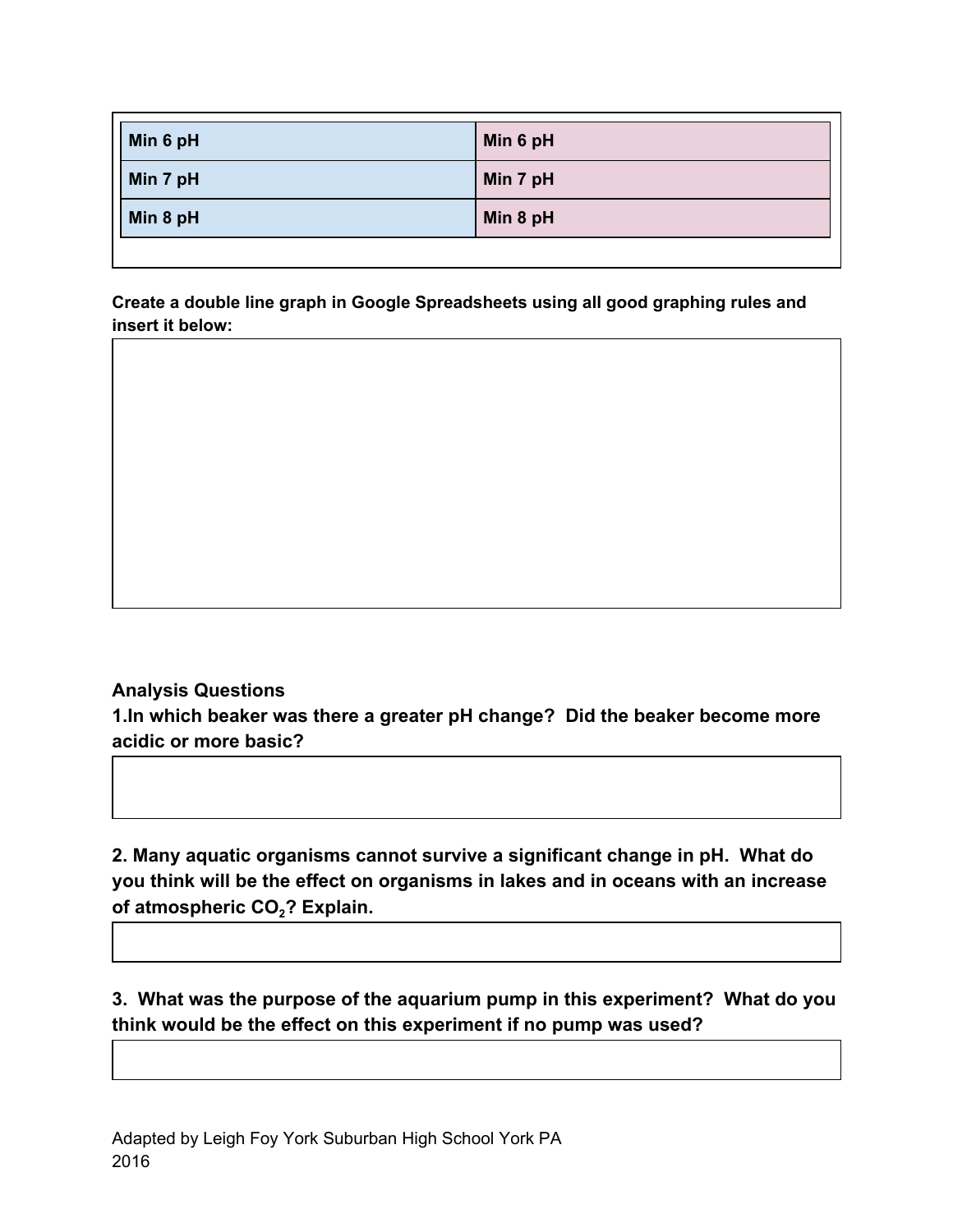| Min 6 pH | Min 6 pH |
|---|---|
| Min 7 pH | Min 7 pH |
| Min 8 pH | Min 8 pH |

**Create a double line graph in Google Spreadsheets using all good graphing rules and insert it below:**

**Analysis Questions**

**1.In which beaker was there a greater pH change? Did the beaker become more acidic or more basic?**

**2. Many aquatic organisms cannot survive a significant change in pH. What do you think will be the effect on organisms in lakes and in oceans with an increase of atmospheric $CO_2$? Explain.**

**3. What was the purpose of the aquarium pump in this experiment? What do you think would be the effect on this experiment if no pump was used?**

Adapted by Leigh Foy York Suburban High School York PA 2016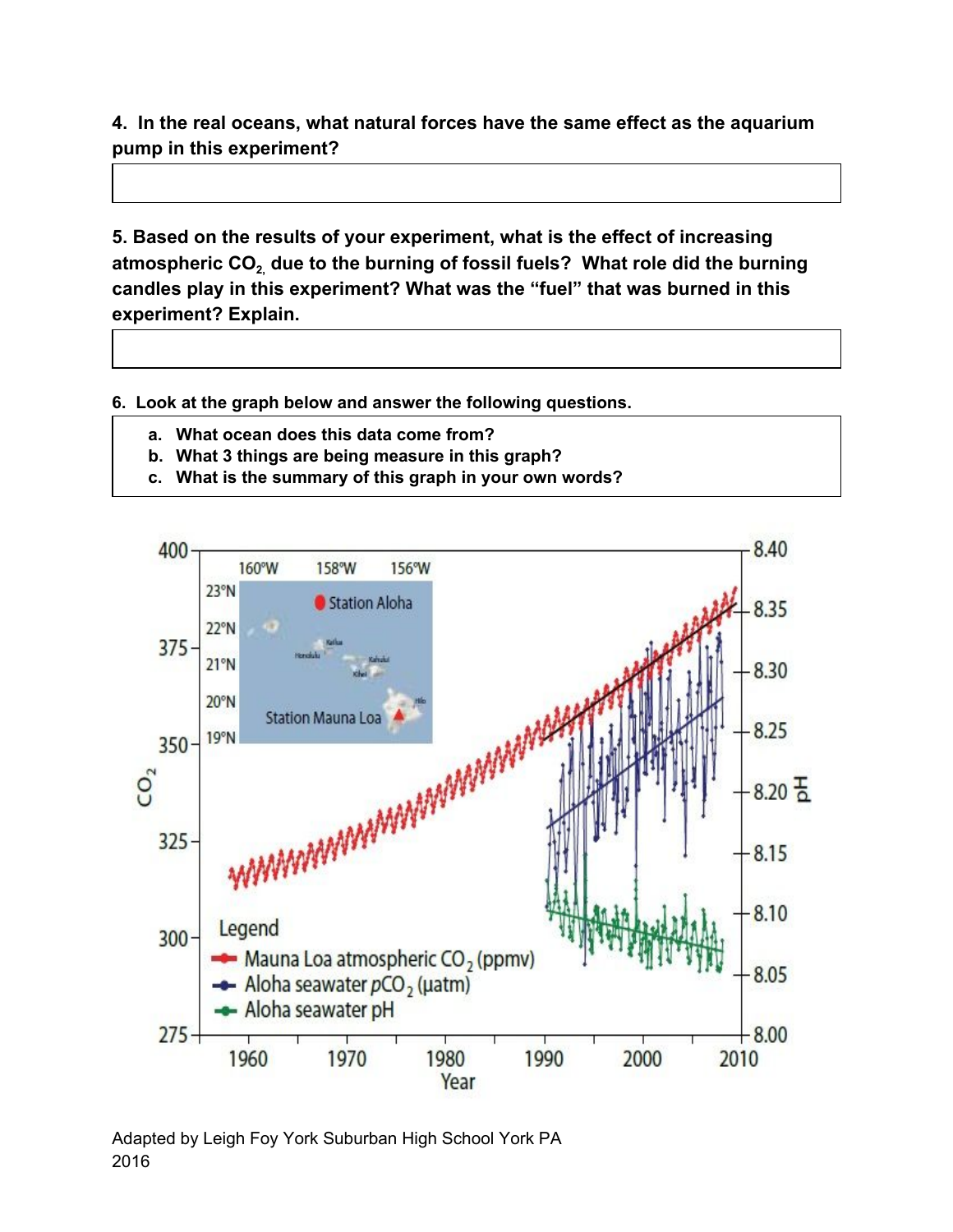**4. In the real oceans, what natural forces have the same effect as the aquarium pump in this experiment?**

**5. Based on the results of your experiment, what is the effect of increasing atmospheric $CO_2$, due to the burning of fossil fuels? What role did the burning candles play in this experiment? What was the "fuel" that was burned in this experiment? Explain.**

**6. Look at the graph below and answer the following questions.**

a. **What ocean does this data come from?**
b. **What 3 things are being measure in this graph?**
c. **What is the summary of this graph in your own words?**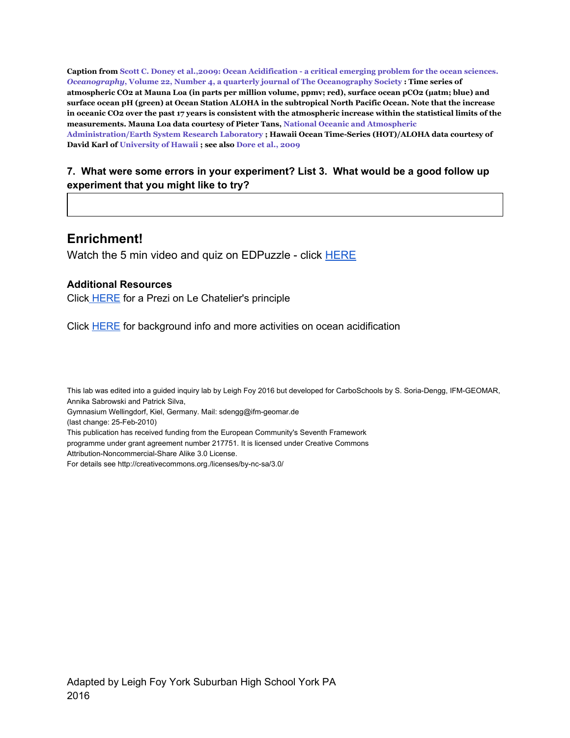**Caption from Scott C. Doney et al.,2009: Ocean Acidification - a critical emerging problem for the ocean sciences. *Oceanography*, Volume 22, Number 4, a quarterly journal of The Oceanography Society : Time series of atmospheric $CO_2$ at Mauna Loa (in parts per million volume, ppmv; red), surface ocean $pCO_2$ (µatm; blue) and surface ocean pH (green) at Ocean Station ALOHA in the subtropical North Pacific Ocean. Note that the increase in oceanic $CO_2$ over the past 17 years is consistent with the atmospheric increase within the statistical limits of the measurements. Mauna Loa data courtesy of Pieter Tans, National Oceanic and Atmospheric Administration/Earth System Research Laboratory ; Hawaii Ocean Time-Series (HOT)/ALOHA data courtesy of David Karl of University of Hawaii ; see also Dore et al., 2009**

### 7. What were some errors in your experiment? List 3. What would be a good follow up experiment that you might like to try?

## Enrichment!

Watch the 5 min video and quiz on EDPuzzle - click HERE

### Additional Resources

Click HERE for a Prezi on Le Chatelier's principle

Click HERE for background info and more activities on ocean acidification

This lab was edited into a guided inquiry lab by Leigh Foy 2016 but developed for CarboSchools by S. Soria-Dengg, IFM-GEOMAR, Annika Sabrowski and Patrick Silva,
Gymnasium Wellingdorf, Kiel, Germany. Mail: sdengg@ifm-geomar.de
(last change: 25-Feb-2010)
This publication has received funding from the European Community's Seventh Framework programme under grant agreement number 217751. It is licensed under Creative Commons Attribution-Noncommercial-Share Alike 3.0 License.
For details see http://creativecommons.org./licenses/by-nc-sa/3.0/

Adapted by Leigh Foy York Suburban High School York PA
2016